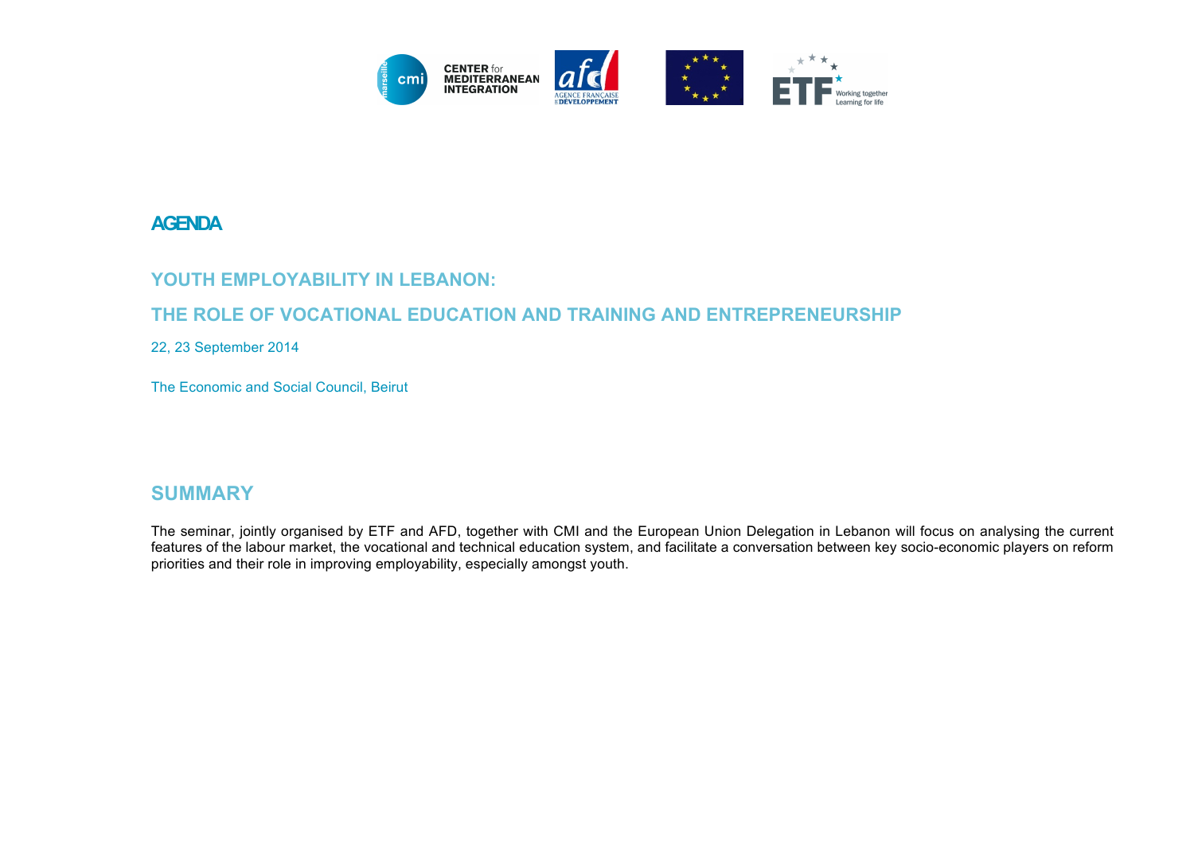# AGENDA

## YOUTH EMPLOYABILITY IN LEBANON:

## THE ROLE OF VOCATIONAL EDUCATION AND TRAINING AND ENTREPRENEURSHIP

22, 23 September 2014

The Economic and Social Council, Beirut

## SUMMARY

The seminar, jointly organised by ETF and AFD, together with CMI and the European Union Delegation in Lebanon will focus on analysing the current features of the labour market, the vocational and technical education system, and facilitate a conversation between key socio-economic players on reform priorities and their role in improving employability, especially amongst youth.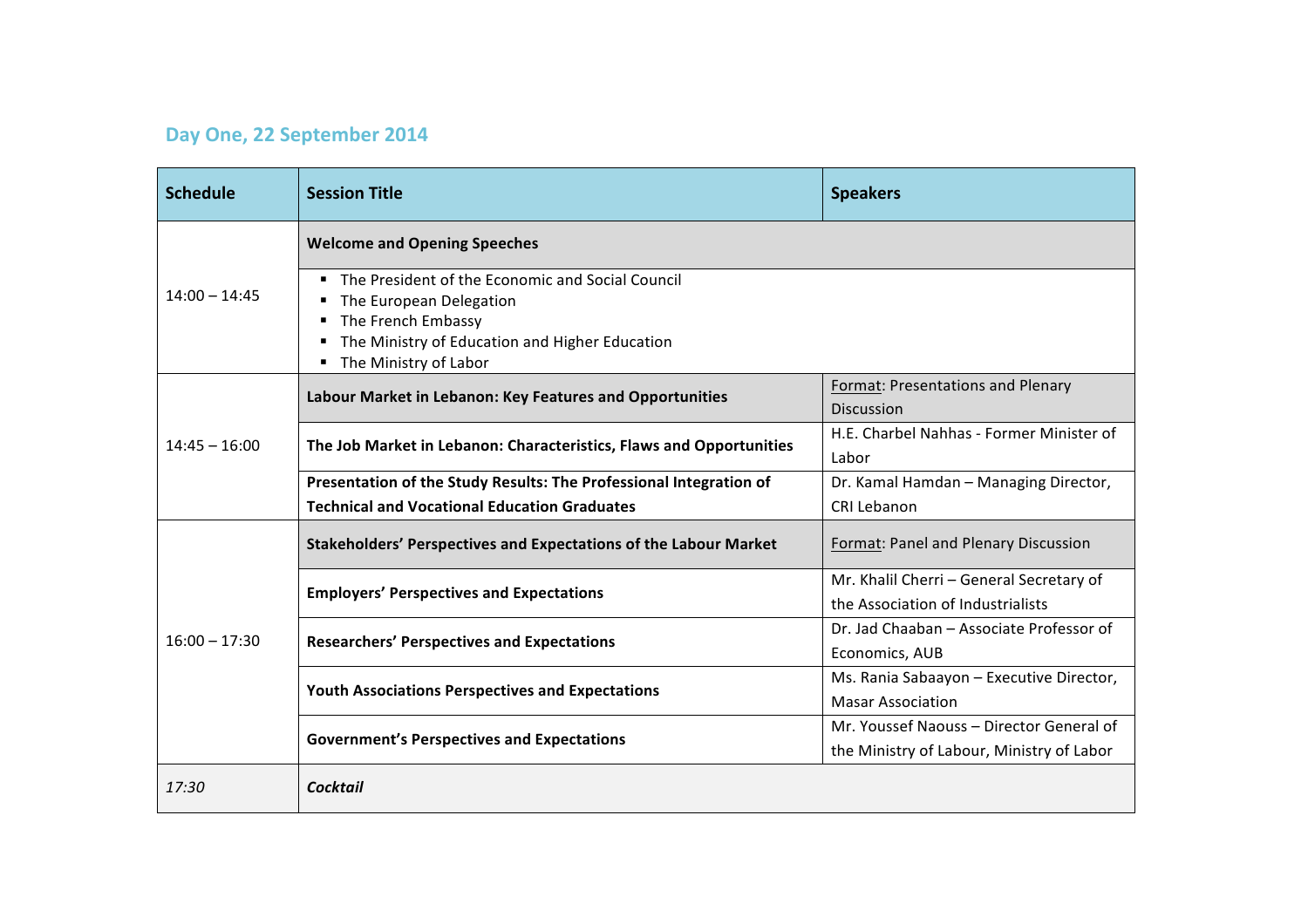## Day One, 22 September 2014

| Schedule | Session Title | Speakers |
|---|---|---|
| 14:00 – 14:45 | **Welcome and Opening Speeches** | |
| | ▪ The President of the Economic and Social Council<br>▪ The European Delegation<br>▪ The French Embassy<br>▪ The Ministry of Education and Higher Education<br>▪ The Ministry of Labor | |
| 14:45 – 16:00 | **Labour Market in Lebanon: Key Features and Opportunities** | Format: Presentations and Plenary Discussion |
| | **The Job Market in Lebanon: Characteristics, Flaws and Opportunities** | H.E. Charbel Nahhas - Former Minister of Labor |
| | **Presentation of the Study Results: The Professional Integration of Technical and Vocational Education Graduates** | Dr. Kamal Hamdan – Managing Director, CRI Lebanon |
| 16:00 – 17:30 | **Stakeholders' Perspectives and Expectations of the Labour Market** | Format: Panel and Plenary Discussion |
| | **Employers' Perspectives and Expectations** | Mr. Khalil Cherri – General Secretary of the Association of Industrialists |
| | **Researchers' Perspectives and Expectations** | Dr. Jad Chaaban – Associate Professor of Economics, AUB |
| | **Youth Associations Perspectives and Expectations** | Ms. Rania Sabaayon – Executive Director, Masar Association |
| | **Government's Perspectives and Expectations** | Mr. Youssef Naouss – Director General of the Ministry of Labour, Ministry of Labor |
| *17:30* | ***Cocktail*** | |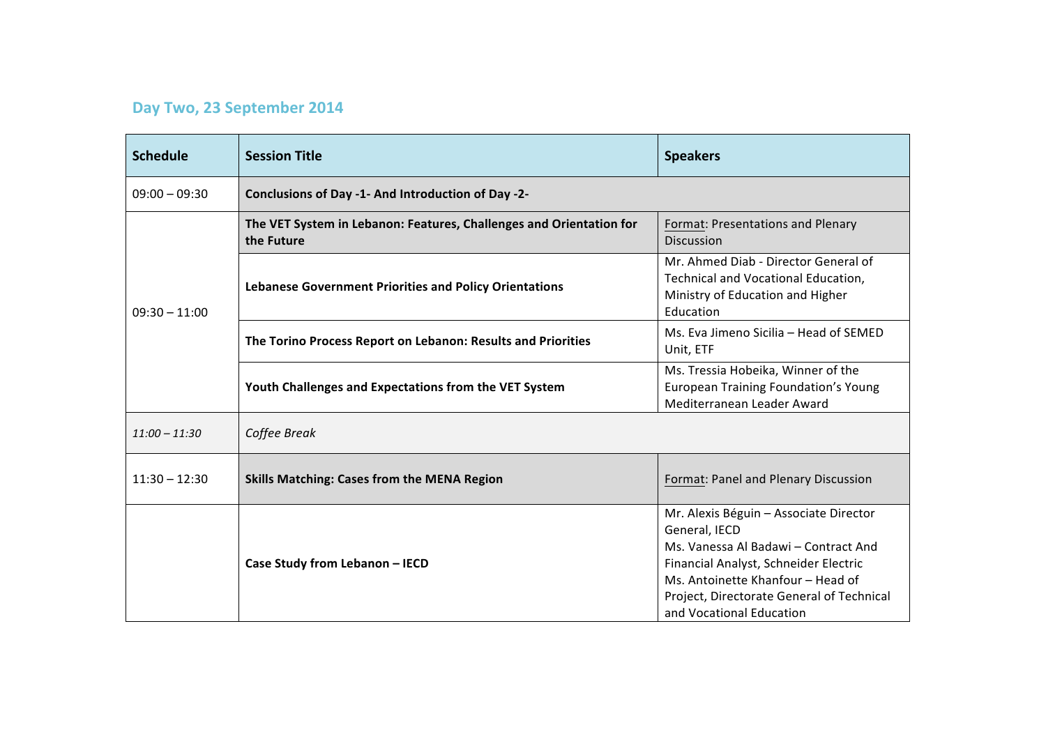## Day Two, 23 September 2014

| Schedule | Session Title | Speakers |
|---|---|---|
| 09:00 – 09:30 | **Conclusions of Day -1- And Introduction of Day -2-** | |
| 09:30 – 11:00 | **The VET System in Lebanon: Features, Challenges and Orientation for the Future** | Format: Presentations and Plenary Discussion |
| | **Lebanese Government Priorities and Policy Orientations** | Mr. Ahmed Diab - Director General of Technical and Vocational Education, Ministry of Education and Higher Education |
| | **The Torino Process Report on Lebanon: Results and Priorities** | Ms. Eva Jimeno Sicilia – Head of SEMED Unit, ETF |
| | **Youth Challenges and Expectations from the VET System** | Ms. Tressia Hobeika, Winner of the European Training Foundation's Young Mediterranean Leader Award |
| *11:00 – 11:30* | *Coffee Break* | |
| 11:30 – 12:30 | **Skills Matching: Cases from the MENA Region** | Format: Panel and Plenary Discussion |
| | **Case Study from Lebanon – IECD** | Mr. Alexis Béguin – Associate Director General, IECD<br>Ms. Vanessa Al Badawi – Contract And Financial Analyst, Schneider Electric<br>Ms. Antoinette Khanfour – Head of Project, Directorate General of Technical and Vocational Education |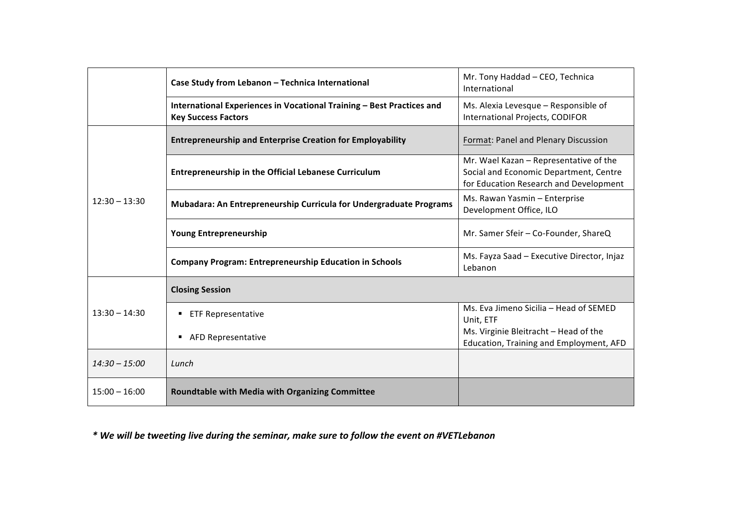| | | |
|---|---|---|
| | **Case Study from Lebanon – Technica International** | Mr. Tony Haddad – CEO, Technica International |
| | **International Experiences in Vocational Training – Best Practices and Key Success Factors** | Ms. Alexia Levesque – Responsible of International Projects, CODIFOR |
| 12:30 – 13:30 | **Entrepreneurship and Enterprise Creation for Employability** | Format: Panel and Plenary Discussion |
| | **Entrepreneurship in the Official Lebanese Curriculum** | Mr. Wael Kazan – Representative of the Social and Economic Department, Centre for Education Research and Development |
| | **Mubadara: An Entrepreneurship Curricula for Undergraduate Programs** | Ms. Rawan Yasmin – Enterprise Development Office, ILO |
| | **Young Entrepreneurship** | Mr. Samer Sfeir – Co-Founder, ShareQ |
| | **Company Program: Entrepreneurship Education in Schools** | Ms. Fayza Saad – Executive Director, Injaz Lebanon |
| 13:30 – 14:30 | **Closing Session** | |
| | ▪ ETF Representative<br>▪ AFD Representative | Ms. Eva Jimeno Sicilia – Head of SEMED Unit, ETF<br>Ms. Virginie Bleitracht – Head of the Education, Training and Employment, AFD |
| *14:30 – 15:00* | *Lunch* | |
| 15:00 – 16:00 | **Roundtable with Media with Organizing Committee** | |

***\* We will be tweeting live during the seminar, make sure to follow the event on #VETLebanon***